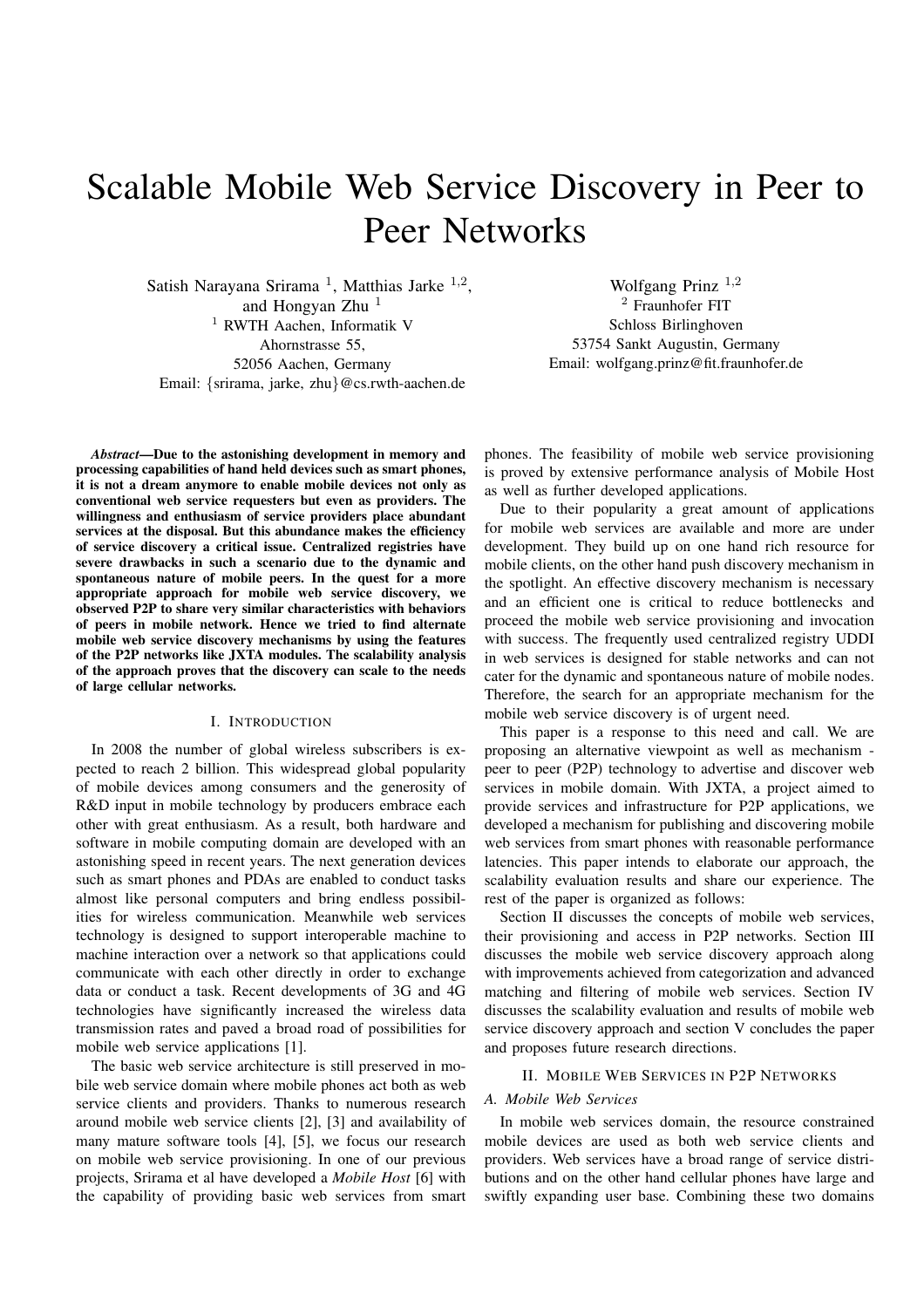# Scalable Mobile Web Service Discovery in Peer to Peer Networks

Satish Narayana Srirama [1], Matthias Jarke [1,2], and Hongyan Zhu [1]
[1] RWTH Aachen, Informatik V
Ahornstrasse 55,
52056 Aachen, Germany
Email: {srirama, jarke, zhu}@cs.rwth-aachen.de

Wolfgang Prinz [1,2]
[2] Fraunhofer FIT
Schloss Birlinghoven
53754 Sankt Augustin, Germany
Email: wolfgang.prinz@fit.fraunhofer.de

***Abstract*—Due to the astonishing development in memory and processing capabilities of hand held devices such as smart phones, it is not a dream anymore to enable mobile devices not only as conventional web service requesters but even as providers. The willingness and enthusiasm of service providers place abundant services at the disposal. But this abundance makes the efficiency of service discovery a critical issue. Centralized registries have severe drawbacks in such a scenario due to the dynamic and spontaneous nature of mobile peers. In the quest for a more appropriate approach for mobile web service discovery, we observed P2P to share very similar characteristics with behaviors of peers in mobile network. Hence we tried to find alternate mobile web service discovery mechanisms by using the features of the P2P networks like JXTA modules. The scalability analysis of the approach proves that the discovery can scale to the needs of large cellular networks.**

## I. Introduction

In 2008 the number of global wireless subscribers is expected to reach 2 billion. This widespread global popularity of mobile devices among consumers and the generosity of R&D input in mobile technology by producers embrace each other with great enthusiasm. As a result, both hardware and software in mobile computing domain are developed with an astonishing speed in recent years. The next generation devices such as smart phones and PDAs are enabled to conduct tasks almost like personal computers and bring endless possibilities for wireless communication. Meanwhile web services technology is designed to support interoperable machine to machine interaction over a network so that applications could communicate with each other directly in order to exchange data or conduct a task. Recent developments of 3G and 4G technologies have significantly increased the wireless data transmission rates and paved a broad road of possibilities for mobile web service applications [1].

The basic web service architecture is still preserved in mobile web service domain where mobile phones act both as web service clients and providers. Thanks to numerous research around mobile web service clients [2], [3] and availability of many mature software tools [4], [5], we focus our research on mobile web service provisioning. In one of our previous projects, Srirama et al have developed a *Mobile Host* [6] with the capability of providing basic web services from smart phones. The feasibility of mobile web service provisioning is proved by extensive performance analysis of Mobile Host as well as further developed applications.

Due to their popularity a great amount of applications for mobile web services are available and more are under development. They build up on one hand rich resource for mobile clients, on the other hand push discovery mechanism in the spotlight. An effective discovery mechanism is necessary and an efficient one is critical to reduce bottlenecks and proceed the mobile web service provisioning and invocation with success. The frequently used centralized registry UDDI in web services is designed for stable networks and can not cater for the dynamic and spontaneous nature of mobile nodes. Therefore, the search for an appropriate mechanism for the mobile web service discovery is of urgent need.

This paper is a response to this need and call. We are proposing an alternative viewpoint as well as mechanism - peer to peer (P2P) technology to advertise and discover web services in mobile domain. With JXTA, a project aimed to provide services and infrastructure for P2P applications, we developed a mechanism for publishing and discovering mobile web services from smart phones with reasonable performance latencies. This paper intends to elaborate our approach, the scalability evaluation results and share our experience. The rest of the paper is organized as follows:

Section II discusses the concepts of mobile web services, their provisioning and access in P2P networks. Section III discusses the mobile web service discovery approach along with improvements achieved from categorization and advanced matching and filtering of mobile web services. Section IV discusses the scalability evaluation and results of mobile web service discovery approach and section V concludes the paper and proposes future research directions.

## II. Mobile Web Services in P2P Networks

### A. Mobile Web Services

In mobile web services domain, the resource constrained mobile devices are used as both web service clients and providers. Web services have a broad range of service distributions and on the other hand cellular phones have large and swiftly expanding user base. Combining these two domains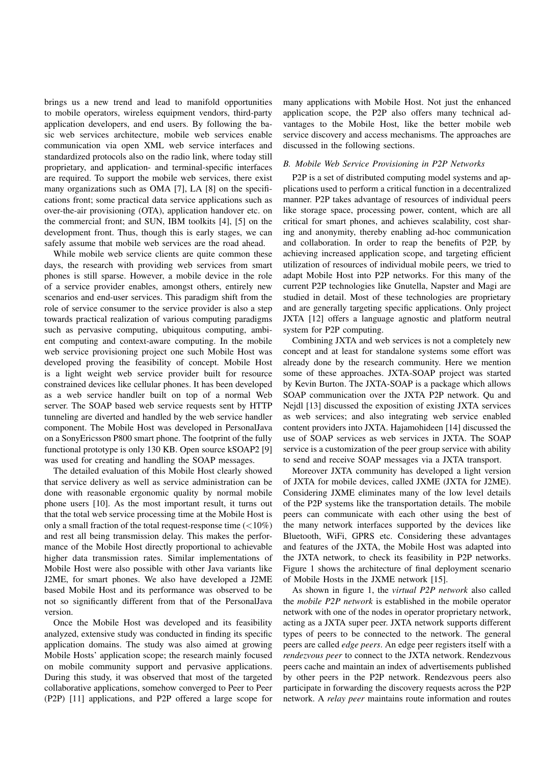brings us a new trend and lead to manifold opportunities to mobile operators, wireless equipment vendors, third-party application developers, and end users. By following the basic web services architecture, mobile web services enable communication via open XML web service interfaces and standardized protocols also on the radio link, where today still proprietary, and application- and terminal-specific interfaces are required. To support the mobile web services, there exist many organizations such as OMA [7], LA [8] on the specifications front; some practical data service applications such as over-the-air provisioning (OTA), application handover etc. on the commercial front; and SUN, IBM toolkits [4], [5] on the development front. Thus, though this is early stages, we can safely assume that mobile web services are the road ahead.

While mobile web service clients are quite common these days, the research with providing web services from smart phones is still sparse. However, a mobile device in the role of a service provider enables, amongst others, entirely new scenarios and end-user services. This paradigm shift from the role of service consumer to the service provider is also a step towards practical realization of various computing paradigms such as pervasive computing, ubiquitous computing, ambient computing and context-aware computing. In the mobile web service provisioning project one such Mobile Host was developed proving the feasibility of concept. Mobile Host is a light weight web service provider built for resource constrained devices like cellular phones. It has been developed as a web service handler built on top of a normal Web server. The SOAP based web service requests sent by HTTP tunneling are diverted and handled by the web service handler component. The Mobile Host was developed in PersonalJava on a SonyEricsson P800 smart phone. The footprint of the fully functional prototype is only 130 KB. Open source kSOAP2 [9] was used for creating and handling the SOAP messages.

The detailed evaluation of this Mobile Host clearly showed that service delivery as well as service administration can be done with reasonable ergonomic quality by normal mobile phone users [10]. As the most important result, it turns out that the total web service processing time at the Mobile Host is only a small fraction of the total request-response time ($<$10%) and rest all being transmission delay. This makes the performance of the Mobile Host directly proportional to achievable higher data transmission rates. Similar implementations of Mobile Host were also possible with other Java variants like J2ME, for smart phones. We also have developed a J2ME based Mobile Host and its performance was observed to be not so significantly different from that of the PersonalJava version.

Once the Mobile Host was developed and its feasibility analyzed, extensive study was conducted in finding its specific application domains. The study was also aimed at growing Mobile Hosts' application scope; the research mainly focused on mobile community support and pervasive applications. During this study, it was observed that most of the targeted collaborative applications, somehow converged to Peer to Peer (P2P) [11] applications, and P2P offered a large scope for many applications with Mobile Host. Not just the enhanced application scope, the P2P also offers many technical advantages to the Mobile Host, like the better mobile web service discovery and access mechanisms. The approaches are discussed in the following sections.

### B. Mobile Web Service Provisioning in P2P Networks

P2P is a set of distributed computing model systems and applications used to perform a critical function in a decentralized manner. P2P takes advantage of resources of individual peers like storage space, processing power, content, which are all critical for smart phones, and achieves scalability, cost sharing and anonymity, thereby enabling ad-hoc communication and collaboration. In order to reap the benefits of P2P, by achieving increased application scope, and targeting efficient utilization of resources of individual mobile peers, we tried to adapt Mobile Host into P2P networks. For this many of the current P2P technologies like Gnutella, Napster and Magi are studied in detail. Most of these technologies are proprietary and are generally targeting specific applications. Only project JXTA [12] offers a language agnostic and platform neutral system for P2P computing.

Combining JXTA and web services is not a completely new concept and at least for standalone systems some effort was already done by the research community. Here we mention some of these approaches. JXTA-SOAP project was started by Kevin Burton. The JXTA-SOAP is a package which allows SOAP communication over the JXTA P2P network. Qu and Nejdl [13] discussed the exposition of existing JXTA services as web services; and also integrating web service enabled content providers into JXTA. Hajamohideen [14] discussed the use of SOAP services as web services in JXTA. The SOAP service is a customization of the peer group service with ability to send and receive SOAP messages via a JXTA transport.

Moreover JXTA community has developed a light version of JXTA for mobile devices, called JXME (JXTA for J2ME). Considering JXME eliminates many of the low level details of the P2P systems like the transportation details. The mobile peers can communicate with each other using the best of the many network interfaces supported by the devices like Bluetooth, WiFi, GPRS etc. Considering these advantages and features of the JXTA, the Mobile Host was adapted into the JXTA network, to check its feasibility in P2P networks. Figure 1 shows the architecture of final deployment scenario of Mobile Hosts in the JXME network [15].

As shown in figure 1, the *virtual P2P network* also called the *mobile P2P network* is established in the mobile operator network with one of the nodes in operator proprietary network, acting as a JXTA super peer. JXTA network supports different types of peers to be connected to the network. The general peers are called *edge peers*. An edge peer registers itself with a *rendezvous peer* to connect to the JXTA network. Rendezvous peers cache and maintain an index of advertisements published by other peers in the P2P network. Rendezvous peers also participate in forwarding the discovery requests across the P2P network. A *relay peer* maintains route information and routes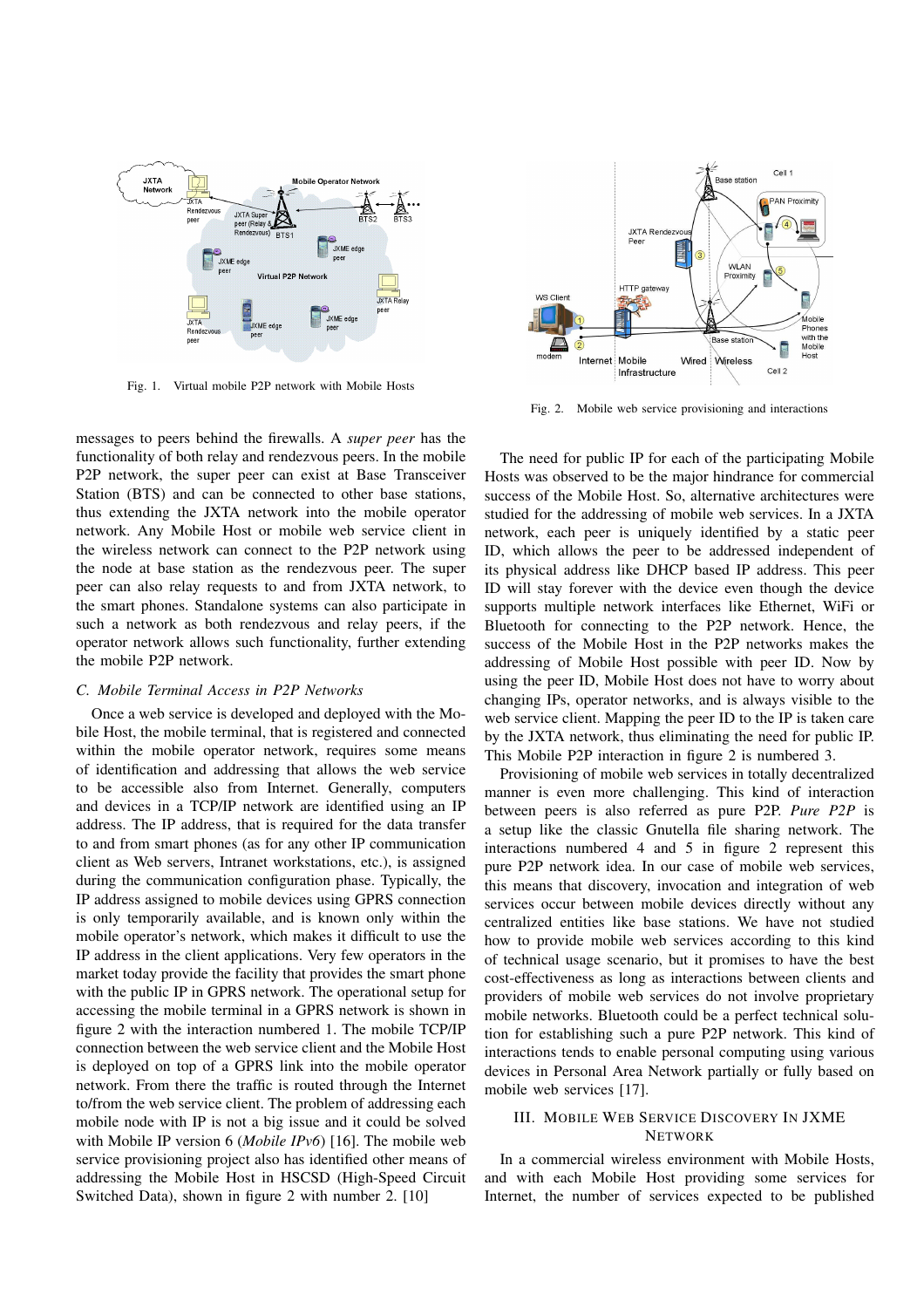Fig. 1. Virtual mobile P2P network with Mobile Hosts

Fig. 2. Mobile web service provisioning and interactions

messages to peers behind the firewalls. A *super peer* has the functionality of both relay and rendezvous peers. In the mobile P2P network, the super peer can exist at Base Transceiver Station (BTS) and can be connected to other base stations, thus extending the JXTA network into the mobile operator network. Any Mobile Host or mobile web service client in the wireless network can connect to the P2P network using the node at base station as the rendezvous peer. The super peer can also relay requests to and from JXTA network, to the smart phones. Standalone systems can also participate in such a network as both rendezvous and relay peers, if the operator network allows such functionality, further extending the mobile P2P network.

### C. Mobile Terminal Access in P2P Networks

Once a web service is developed and deployed with the Mobile Host, the mobile terminal, that is registered and connected within the mobile operator network, requires some means of identification and addressing that allows the web service to be accessible also from Internet. Generally, computers and devices in a TCP/IP network are identified using an IP address. The IP address, that is required for the data transfer to and from smart phones (as for any other IP communication client as Web servers, Intranet workstations, etc.), is assigned during the communication configuration phase. Typically, the IP address assigned to mobile devices using GPRS connection is only temporarily available, and is known only within the mobile operator's network, which makes it difficult to use the IP address in the client applications. Very few operators in the market today provide the facility that provides the smart phone with the public IP in GPRS network. The operational setup for accessing the mobile terminal in a GPRS network is shown in figure 2 with the interaction numbered 1. The mobile TCP/IP connection between the web service client and the Mobile Host is deployed on top of a GPRS link into the mobile operator network. From there the traffic is routed through the Internet to/from the web service client. The problem of addressing each mobile node with IP is not a big issue and it could be solved with Mobile IP version 6 (*Mobile IPv6*) [16]. The mobile web service provisioning project also has identified other means of addressing the Mobile Host in HSCSD (High-Speed Circuit Switched Data), shown in figure 2 with number 2. [10]

The need for public IP for each of the participating Mobile Hosts was observed to be the major hindrance for commercial success of the Mobile Host. So, alternative architectures were studied for the addressing of mobile web services. In a JXTA network, each peer is uniquely identified by a static peer ID, which allows the peer to be addressed independent of its physical address like DHCP based IP address. This peer ID will stay forever with the device even though the device supports multiple network interfaces like Ethernet, WiFi or Bluetooth for connecting to the P2P network. Hence, the success of the Mobile Host in the P2P networks makes the addressing of Mobile Host possible with peer ID. Now by using the peer ID, Mobile Host does not have to worry about changing IPs, operator networks, and is always visible to the web service client. Mapping the peer ID to the IP is taken care by the JXTA network, thus eliminating the need for public IP. This Mobile P2P interaction in figure 2 is numbered 3.

Provisioning of mobile web services in totally decentralized manner is even more challenging. This kind of interaction between peers is also referred as pure P2P. *Pure P2P* is a setup like the classic Gnutella file sharing network. The interactions numbered 4 and 5 in figure 2 represent this pure P2P network idea. In our case of mobile web services, this means that discovery, invocation and integration of web services occur between mobile devices directly without any centralized entities like base stations. We have not studied how to provide mobile web services according to this kind of technical usage scenario, but it promises to have the best cost-effectiveness as long as interactions between clients and providers of mobile web services do not involve proprietary mobile networks. Bluetooth could be a perfect technical solution for establishing such a pure P2P network. This kind of interactions tends to enable personal computing using various devices in Personal Area Network partially or fully based on mobile web services [17].

## III. Mobile Web Service Discovery In JXME Network

In a commercial wireless environment with Mobile Hosts, and with each Mobile Host providing some services for Internet, the number of services expected to be published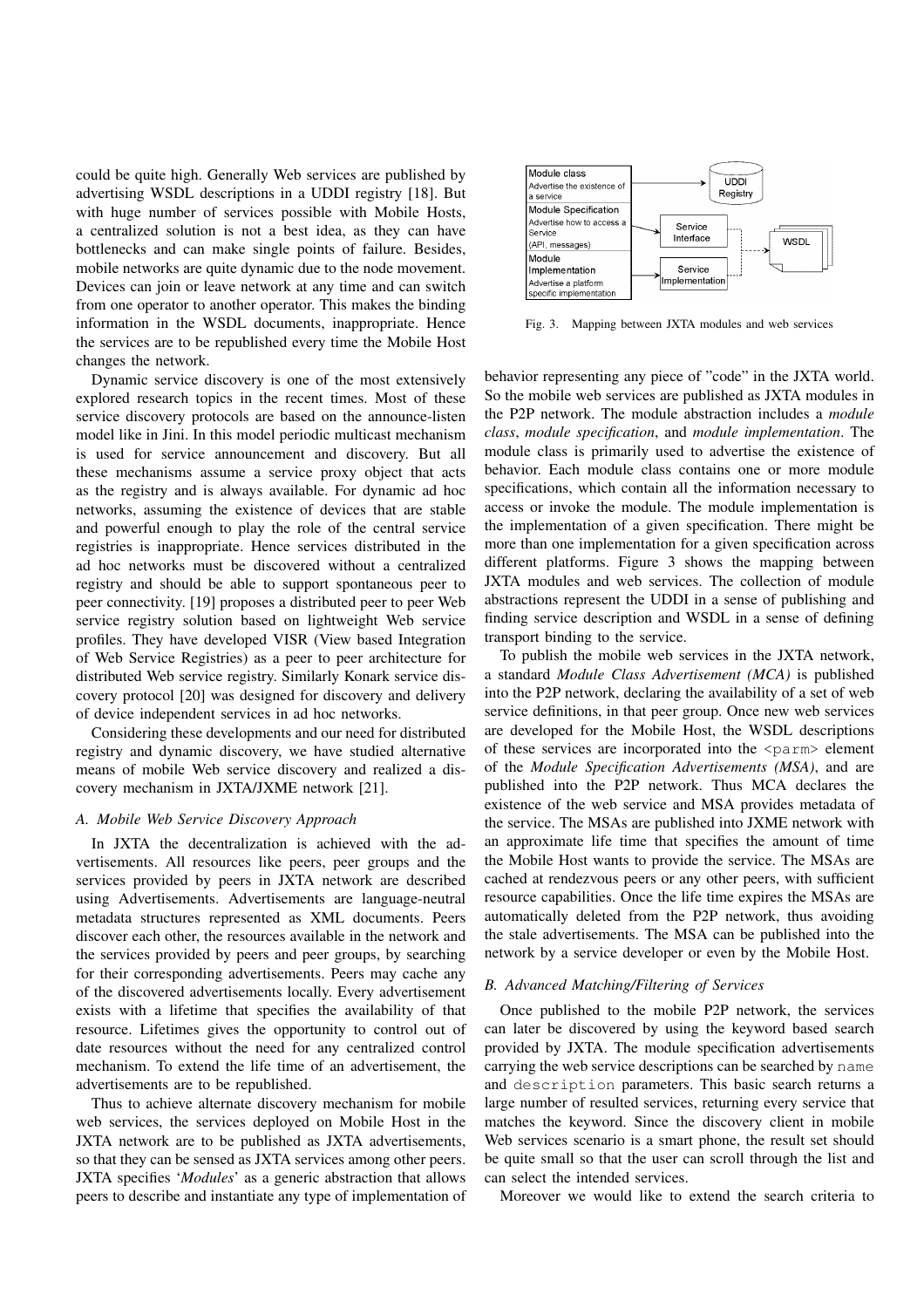could be quite high. Generally Web services are published by advertising WSDL descriptions in a UDDI registry [18]. But with huge number of services possible with Mobile Hosts, a centralized solution is not a best idea, as they can have bottlenecks and can make single points of failure. Besides, mobile networks are quite dynamic due to the node movement. Devices can join or leave network at any time and can switch from one operator to another operator. This makes the binding information in the WSDL documents, inappropriate. Hence the services are to be republished every time the Mobile Host changes the network.

Dynamic service discovery is one of the most extensively explored research topics in the recent times. Most of these service discovery protocols are based on the announce-listen model like in Jini. In this model periodic multicast mechanism is used for service announcement and discovery. But all these mechanisms assume a service proxy object that acts as the registry and is always available. For dynamic ad hoc networks, assuming the existence of devices that are stable and powerful enough to play the role of the central service registries is inappropriate. Hence services distributed in the ad hoc networks must be discovered without a centralized registry and should be able to support spontaneous peer to peer connectivity. [19] proposes a distributed peer to peer Web service registry solution based on lightweight Web service profiles. They have developed VISR (View based Integration of Web Service Registries) as a peer to peer architecture for distributed Web service registry. Similarly Konark service discovery protocol [20] was designed for discovery and delivery of device independent services in ad hoc networks.

Considering these developments and our need for distributed registry and dynamic discovery, we have studied alternative means of mobile Web service discovery and realized a discovery mechanism in JXTA/JXME network [21].

### A. Mobile Web Service Discovery Approach

In JXTA the decentralization is achieved with the advertisements. All resources like peers, peer groups and the services provided by peers in JXTA network are described using Advertisements. Advertisements are language-neutral metadata structures represented as XML documents. Peers discover each other, the resources available in the network and the services provided by peers and peer groups, by searching for their corresponding advertisements. Peers may cache any of the discovered advertisements locally. Every advertisement exists with a lifetime that specifies the availability of that resource. Lifetimes gives the opportunity to control out of date resources without the need for any centralized control mechanism. To extend the life time of an advertisement, the advertisements are to be republished.

Thus to achieve alternate discovery mechanism for mobile web services, the services deployed on Mobile Host in the JXTA network are to be published as JXTA advertisements, so that they can be sensed as JXTA services among other peers. JXTA specifies '*Modules*' as a generic abstraction that allows peers to describe and instantiate any type of implementation of behavior representing any piece of "code" in the JXTA world. So the mobile web services are published as JXTA modules in the P2P network. The module abstraction includes a *module class*, *module specification*, and *module implementation*. The module class is primarily used to advertise the existence of behavior. Each module class contains one or more module specifications, which contain all the information necessary to access or invoke the module. The module implementation is the implementation of a given specification. There might be more than one implementation for a given specification across different platforms. Figure 3 shows the mapping between JXTA modules and web services. The collection of module abstractions represent the UDDI in a sense of publishing and finding service description and WSDL in a sense of defining transport binding to the service.

Fig. 3. Mapping between JXTA modules and web services

To publish the mobile web services in the JXTA network, a standard *Module Class Advertisement (MCA)* is published into the P2P network, declaring the availability of a set of web service definitions, in that peer group. Once new web services are developed for the Mobile Host, the WSDL descriptions of these services are incorporated into the `<parm>` element of the *Module Specification Advertisements (MSA)*, and are published into the P2P network. Thus MCA declares the existence of the web service and MSA provides metadata of the service. The MSAs are published into JXME network with an approximate life time that specifies the amount of time the Mobile Host wants to provide the service. The MSAs are cached at rendezvous peers or any other peers, with sufficient resource capabilities. Once the life time expires the MSAs are automatically deleted from the P2P network, thus avoiding the stale advertisements. The MSA can be published into the network by a service developer or even by the Mobile Host.

### B. Advanced Matching/Filtering of Services

Once published to the mobile P2P network, the services can later be discovered by using the keyword based search provided by JXTA. The module specification advertisements carrying the web service descriptions can be searched by `name` and `description` parameters. This basic search returns a large number of resulted services, returning every service that matches the keyword. Since the discovery client in mobile Web services scenario is a smart phone, the result set should be quite small so that the user can scroll through the list and can select the intended services.

Moreover we would like to extend the search criteria to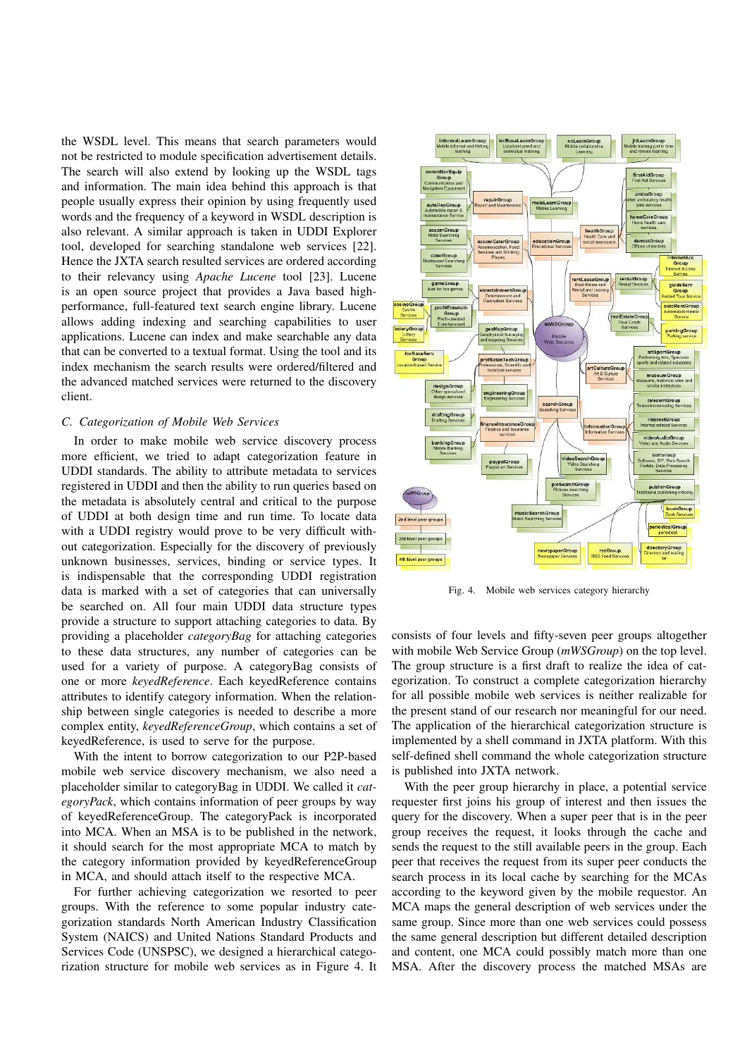the WSDL level. This means that search parameters would not be restricted to module specification advertisement details. The search will also extend by looking up the WSDL tags and information. The main idea behind this approach is that people usually express their opinion by using frequently used words and the frequency of a keyword in WSDL description is also relevant. A similar approach is taken in UDDI Explorer tool, developed for searching standalone web services [22]. Hence the JXTA search resulted services are ordered according to their relevancy using *Apache Lucene* tool [23]. Lucene is an open source project that provides a Java based high-performance, full-featured text search engine library. Lucene allows adding indexing and searching capabilities to user applications. Lucene can index and make searchable any data that can be converted to a textual format. Using the tool and its index mechanism the search results were ordered/filtered and the advanced matched services were returned to the discovery client.

### C. Categorization of Mobile Web Services

In order to make mobile web service discovery process more efficient, we tried to adapt categorization feature in UDDI standards. The ability to attribute metadata to services registered in UDDI and then the ability to run queries based on the metadata is absolutely central and critical to the purpose of UDDI at both design time and run time. To locate data with a UDDI registry would prove to be very difficult without categorization. Especially for the discovery of previously unknown businesses, services, binding or service types. It is indispensable that the corresponding UDDI registration data is marked with a set of categories that can universally be searched on. All four main UDDI data structure types provide a structure to support attaching categories to data. By providing a placeholder *categoryBag* for attaching categories to these data structures, any number of categories can be used for a variety of purpose. A categoryBag consists of one or more *keyedReference*. Each keyedReference contains attributes to identify category information. When the relationship between single categories is needed to describe a more complex entity, *keyedReferenceGroup*, which contains a set of keyedReference, is used to serve for the purpose.

With the intent to borrow categorization to our P2P-based mobile web service discovery mechanism, we also need a placeholder similar to categoryBag in UDDI. We called it *categoryPack*, which contains information of peer groups by way of keyedReferenceGroup. The categoryPack is incorporated into MCA. When an MSA is to be published in the network, it should search for the most appropriate MCA to match by the category information provided by keyedReferenceGroup in MCA, and should attach itself to the respective MCA.

For further achieving categorization we resorted to peer groups. With the reference to some popular industry categorization standards North American Industry Classification System (NAICS) and United Nations Standard Products and Services Code (UNSPSC), we designed a hierarchical categorization structure for mobile web services as in Figure 4. It consists of four levels and fifty-seven peer groups altogether with mobile Web Service Group (*mWSGroup*) on the top level. The group structure is a first draft to realize the idea of categorization. To construct a complete categorization hierarchy for all possible mobile web services is neither realizable for the present stand of our research nor meaningful for our need. The application of the hierarchical categorization structure is implemented by a shell command in JXTA platform. With this self-defined shell command the whole categorization structure is published into JXTA network.

Fig. 4. Mobile web services category hierarchy

With the peer group hierarchy in place, a potential service requester first joins his group of interest and then issues the query for the discovery. When a super peer that is in the peer group receives the request, it looks through the cache and sends the request to the still available peers in the group. Each peer that receives the request from its super peer conducts the search process in its local cache by searching for the MCAs according to the keyword given by the mobile requestor. An MCA maps the general description of web services under the same group. Since more than one web services could possess the same general description but different detailed description and content, one MCA could possibly match more than one MSA. After the discovery process the matched MSAs are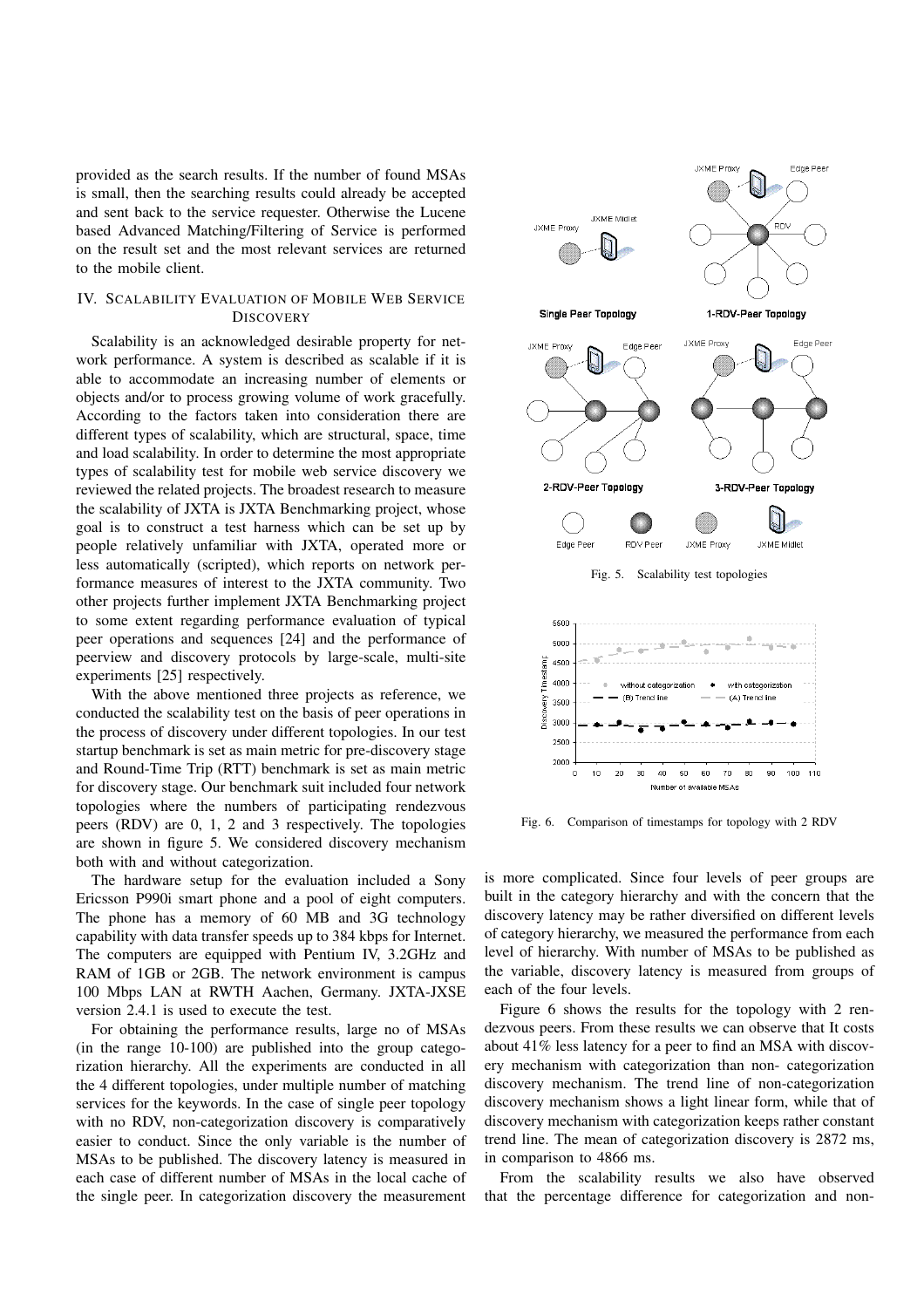provided as the search results. If the number of found MSAs is small, then the searching results could already be accepted and sent back to the service requester. Otherwise the Lucene based Advanced Matching/Filtering of Service is performed on the result set and the most relevant services are returned to the mobile client.

## IV. Scalability Evaluation of Mobile Web Service Discovery

Scalability is an acknowledged desirable property for network performance. A system is described as scalable if it is able to accommodate an increasing number of elements or objects and/or to process growing volume of work gracefully. According to the factors taken into consideration there are different types of scalability, which are structural, space, time and load scalability. In order to determine the most appropriate types of scalability test for mobile web service discovery we reviewed the related projects. The broadest research to measure the scalability of JXTA is JXTA Benchmarking project, whose goal is to construct a test harness which can be set up by people relatively unfamiliar with JXTA, operated more or less automatically (scripted), which reports on network performance measures of interest to the JXTA community. Two other projects further implement JXTA Benchmarking project to some extent regarding performance evaluation of typical peer operations and sequences [24] and the performance of peerview and discovery protocols by large-scale, multi-site experiments [25] respectively.

With the above mentioned three projects as reference, we conducted the scalability test on the basis of peer operations in the process of discovery under different topologies. In our test startup benchmark is set as main metric for pre-discovery stage and Round-Time Trip (RTT) benchmark is set as main metric for discovery stage. Our benchmark suit included four network topologies where the numbers of participating rendezvous peers (RDV) are 0, 1, 2 and 3 respectively. The topologies are shown in figure 5. We considered discovery mechanism both with and without categorization.

The hardware setup for the evaluation included a Sony Ericsson P990i smart phone and a pool of eight computers. The phone has a memory of 60 MB and 3G technology capability with data transfer speeds up to 384 kbps for Internet. The computers are equipped with Pentium IV, 3.2GHz and RAM of 1GB or 2GB. The network environment is campus 100 Mbps LAN at RWTH Aachen, Germany. JXTA-JXSE version 2.4.1 is used to execute the test.

For obtaining the performance results, large no of MSAs (in the range 10-100) are published into the group categorization hierarchy. All the experiments are conducted in all the 4 different topologies, under multiple number of matching services for the keywords. In the case of single peer topology with no RDV, non-categorization discovery is comparatively easier to conduct. Since the only variable is the number of MSAs to be published. The discovery latency is measured in each case of different number of MSAs in the local cache of the single peer. In categorization discovery the measurement

Fig. 5. Scalability test topologies

Fig. 6. Comparison of timestamps for topology with 2 RDV

is more complicated. Since four levels of peer groups are built in the category hierarchy and with the concern that the discovery latency may be rather diversified on different levels of category hierarchy, we measured the performance from each level of hierarchy. With number of MSAs to be published as the variable, discovery latency is measured from groups of each of the four levels.

Figure 6 shows the results for the topology with 2 rendezvous peers. From these results we can observe that It costs about 41% less latency for a peer to find an MSA with discovery mechanism with categorization than non- categorization discovery mechanism. The trend line of non-categorization discovery mechanism shows a light linear form, while that of discovery mechanism with categorization keeps rather constant trend line. The mean of categorization discovery is 2872 ms, in comparison to 4866 ms.

From the scalability results we also have observed that the percentage difference for categorization and non-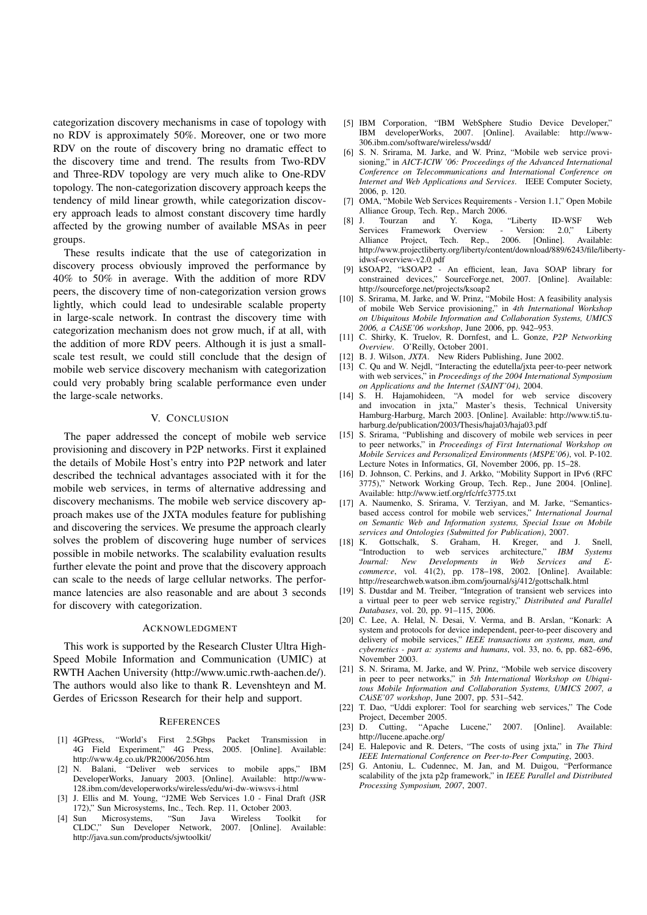categorization discovery mechanisms in case of topology with no RDV is approximately 50%. Moreover, one or two more RDV on the route of discovery bring no dramatic effect to the discovery time and trend. The results from Two-RDV and Three-RDV topology are very much alike to One-RDV topology. The non-categorization discovery approach keeps the tendency of mild linear growth, while categorization discovery approach leads to almost constant discovery time hardly affected by the growing number of available MSAs in peer groups.

These results indicate that the use of categorization in discovery process obviously improved the performance by 40% to 50% in average. With the addition of more RDV peers, the discovery time of non-categorization version grows lightly, which could lead to undesirable scalable property in large-scale network. In contrast the discovery time with categorization mechanism does not grow much, if at all, with the addition of more RDV peers. Although it is just a small-scale test result, we could still conclude that the design of mobile web service discovery mechanism with categorization could very probably bring scalable performance even under the large-scale networks.

## V. Conclusion

The paper addressed the concept of mobile web service provisioning and discovery in P2P networks. First it explained the details of Mobile Host's entry into P2P network and later described the technical advantages associated with it for the mobile web services, in terms of alternative addressing and discovery mechanisms. The mobile web service discovery approach makes use of the JXTA modules feature for publishing and discovering the services. We presume the approach clearly solves the problem of discovering huge number of services possible in mobile networks. The scalability evaluation results further elevate the point and prove that the discovery approach can scale to the needs of large cellular networks. The performance latencies are also reasonable and are about 3 seconds for discovery with categorization.

## Acknowledgment

This work is supported by the Research Cluster Ultra High-Speed Mobile Information and Communication (UMIC) at RWTH Aachen University (http://www.umic.rwth-aachen.de/). The authors would also like to thank R. Levenshteyn and M. Gerdes of Ericsson Research for their help and support.

## References

[1] 4GPress, "World's First 2.5Gbps Packet Transmission in 4G Field Experiment," 4G Press, 2005. [Online]. Available: http://www.4g.co.uk/PR2006/2056.htm

[2] N. Balani, "Deliver web services to mobile apps," IBM DeveloperWorks, January 2003. [Online]. Available: http://www-128.ibm.com/developerworks/wireless/edu/wi-dw-wiwsvs-i.html

[3] J. Ellis and M. Young, "J2ME Web Services 1.0 - Final Draft (JSR 172)," Sun Microsystems, Inc., Tech. Rep. 11, October 2003.

[4] Sun Microsystems, "Sun Java Wireless Toolkit for CLDC," Sun Developer Network, 2007. [Online]. Available: http://java.sun.com/products/sjwtoolkit/

[5] IBM Corporation, "IBM WebSphere Studio Device Developer," IBM developerWorks, 2007. [Online]. Available: http://www-306.ibm.com/software/wireless/wsdd/

[6] S. N. Srirama, M. Jarke, and W. Prinz, "Mobile web service provisioning," in *AICT-ICIW '06: Proceedings of the Advanced International Conference on Telecommunications and International Conference on Internet and Web Applications and Services*. IEEE Computer Society, 2006, p. 120.

[7] OMA, "Mobile Web Services Requirements - Version 1.1," Open Mobile Alliance Group, Tech. Rep., March 2006.

[8] J. Tourzan and Y. Koga, "Liberty ID-WSF Web Services Framework Overview - Version: 2.0," Liberty Alliance Project, Tech. Rep., 2006. [Online]. Available: http://www.projectliberty.org/liberty/content/download/889/6243/file/liberty-idwsf-overview-v2.0.pdf

[9] kSOAP2, "kSOAP2 - An efficient, lean, Java SOAP library for constrained devices," SourceForge.net, 2007. [Online]. Available: http://sourceforge.net/projects/ksoap2

[10] S. Srirama, M. Jarke, and W. Prinz, "Mobile Host: A feasibility analysis of mobile Web Service provisioning," in *4th International Workshop on Ubiquitous Mobile Information and Collaboration Systems, UMICS 2006, a CAiSE'06 workshop*, June 2006, pp. 942–953.

[11] C. Shirky, K. Truelov, R. Dornfest, and L. Gonze, *P2P Networking Overview*. O'Reilly, October 2001.

[12] B. J. Wilson, *JXTA*. New Riders Publishing, June 2002.

[13] C. Qu and W. Nejdl, "Interacting the edutella/jxta peer-to-peer network with web services," in *Proceedings of the 2004 International Symposium on Applications and the Internet (SAINT'04)*, 2004.

[14] S. H. Hajamohideen, "A model for web service discovery and invocation in jxta," Master's thesis, Technical University Hamburg-Harburg, March 2003. [Online]. Available: http://www.ti5.tu-harburg.de/publication/2003/Thesis/haja03/haja03.pdf

[15] S. Srirama, "Publishing and discovery of mobile web services in peer to peer networks," in *Proceedings of First International Workshop on Mobile Services and Personalized Environments (MSPE'06)*, vol. P-102. Lecture Notes in Informatics, GI, November 2006, pp. 15–28.

[16] D. Johnson, C. Perkins, and J. Arkko, "Mobility Support in IPv6 (RFC 3775)," Network Working Group, Tech. Rep., June 2004. [Online]. Available: http://www.ietf.org/rfc/rfc3775.txt

[17] A. Naumenko, S. Srirama, V. Terziyan, and M. Jarke, "Semantics-based access control for mobile web services," *International Journal on Semantic Web and Information systems, Special Issue on Mobile services and Ontologies (Submitted for Publication)*, 2007.

[18] K. Gottschalk, S. Graham, H. Kreger, and J. Snell, "Introduction to web services architecture," *IBM Systems Journal: New Developments in Web Services and E-commerce*, vol. 41(2), pp. 178–198, 2002. [Online]. Available: http://researchweb.watson.ibm.com/journal/sj/412/gottschalk.html

[19] S. Dustdar and M. Treiber, "Integration of transient web services into a virtual peer to peer web service registry," *Distributed and Parallel Databases*, vol. 20, pp. 91–115, 2006.

[20] C. Lee, A. Helal, N. Desai, V. Verma, and B. Arslan, "Konark: A system and protocols for device independent, peer-to-peer discovery and delivery of mobile services," *IEEE transactions on systems, man, and cybernetics - part a: systems and humans*, vol. 33, no. 6, pp. 682–696, November 2003.

[21] S. N. Srirama, M. Jarke, and W. Prinz, "Mobile web service discovery in peer to peer networks," in *5th International Workshop on Ubiquitous Mobile Information and Collaboration Systems, UMICS 2007, a CAiSE'07 workshop*, June 2007, pp. 531–542.

[22] T. Dao, "Uddi explorer: Tool for searching web services," The Code Project, December 2005.

[23] D. Cutting, "Apache Lucene," 2007. [Online]. Available: http://lucene.apache.org/

[24] E. Halepovic and R. Deters, "The costs of using jxta," in *The Third IEEE International Conference on Peer-to-Peer Computing*, 2003.

[25] G. Antoniu, L. Cudennec, M. Jan, and M. Duigou, "Performance scalability of the jxta p2p framework," in *IEEE Parallel and Distributed Processing Symposium, 2007*, 2007.